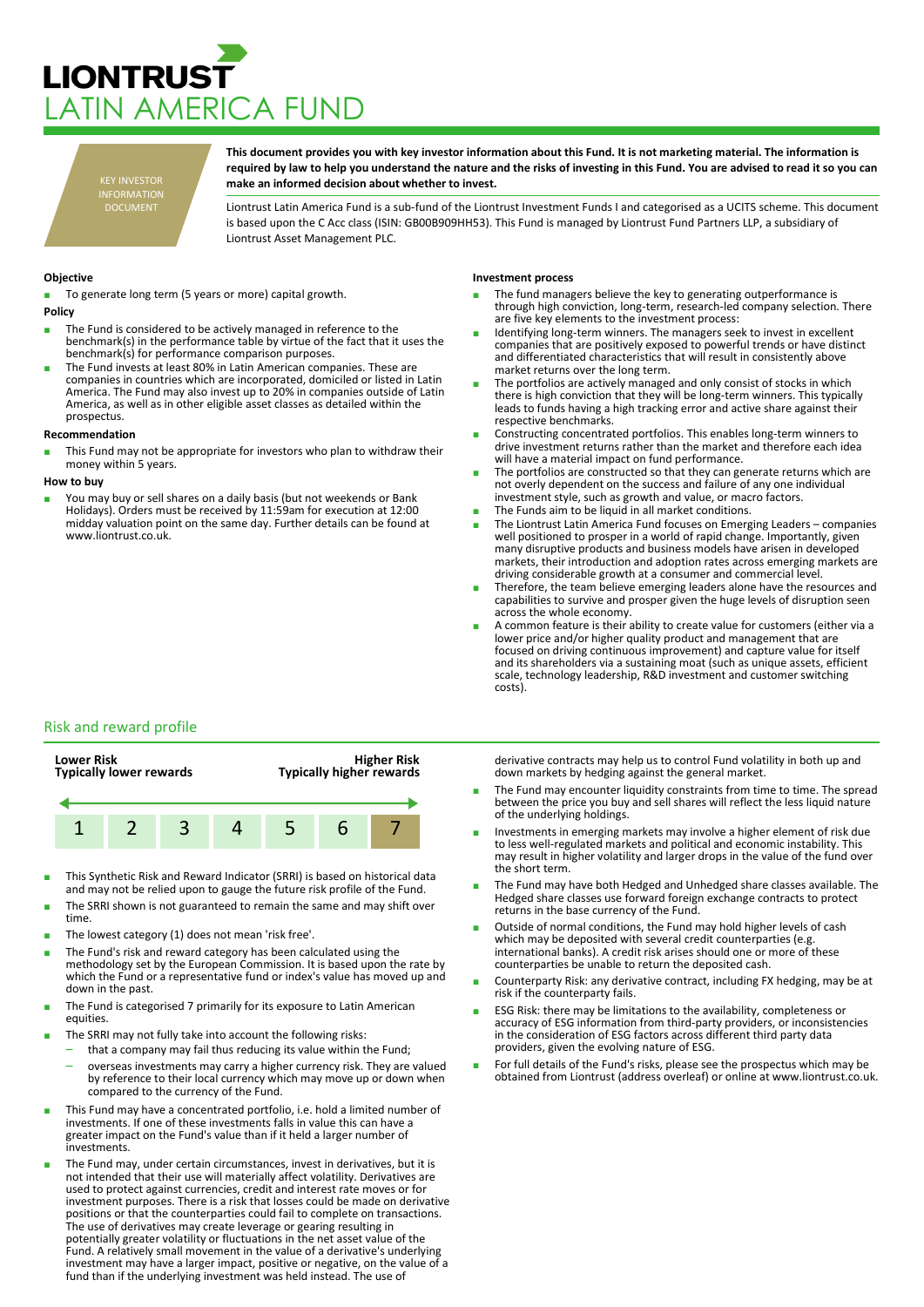# LIONTRUST
# LATIN AMERICA FUND

KEY INVESTOR INFORMATION DOCUMENT

**This document provides you with key investor information about this Fund. It is not marketing material. The information is required by law to help you understand the nature and the risks of investing in this Fund. You are advised to read it so you can make an informed decision about whether to invest.**

Liontrust Latin America Fund is a sub-fund of the Liontrust Investment Funds I and categorised as a UCITS scheme. This document is based upon the C Acc class (ISIN: GB00B909HH53). This Fund is managed by Liontrust Fund Partners LLP, a subsidiary of Liontrust Asset Management PLC.

### Objective

- To generate long term (5 years or more) capital growth.

### Policy

- The Fund is considered to be actively managed in reference to the benchmark(s) in the performance table by virtue of the fact that it uses the benchmark(s) for performance comparison purposes.
- The Fund invests at least 80% in Latin American companies. These are companies in countries which are incorporated, domiciled or listed in Latin America. The Fund may also invest up to 20% in companies outside of Latin America, as well as in other eligible asset classes as detailed within the prospectus.

### Recommendation

- This Fund may not be appropriate for investors who plan to withdraw their money within 5 years.

### How to buy

- You may buy or sell shares on a daily basis (but not weekends or Bank Holidays). Orders must be received by 11:59am for execution at 12:00 midday valuation point on the same day. Further details can be found at www.liontrust.co.uk.

### Investment process

- The fund managers believe the key to generating outperformance is through high conviction, long-term, research-led company selection. There are five key elements to the investment process:
- Identifying long-term winners. The managers seek to invest in excellent companies that are positively exposed to powerful trends or have distinct and differentiated characteristics that will result in consistently above market returns over the long term.
- The portfolios are actively managed and only consist of stocks in which there is high conviction that they will be long-term winners. This typically leads to funds having a high tracking error and active share against their respective benchmarks.
- Constructing concentrated portfolios. This enables long-term winners to drive investment returns rather than the market and therefore each idea will have a material impact on fund performance.
- The portfolios are constructed so that they can generate returns which are not overly dependent on the success and failure of any one individual investment style, such as growth and value, or macro factors.
- The Funds aim to be liquid in all market conditions.
- The Liontrust Latin America Fund focuses on Emerging Leaders – companies well positioned to prosper in a world of rapid change. Importantly, given many disruptive products and business models have arisen in developed markets, their introduction and adoption rates across emerging markets are driving considerable growth at a consumer and commercial level.
- Therefore, the team believe emerging leaders alone have the resources and capabilities to survive and prosper given the huge levels of disruption seen across the whole economy.
- A common feature is their ability to create value for customers (either via a lower price and/or higher quality product and management that are focused on driving continuous improvement) and capture value for itself and its shareholders via a sustaining moat (such as unique assets, efficient scale, technology leadership, R&D investment and customer switching costs).

## Risk and reward profile

| Lower Risk<br>Typically lower rewards | | | | | | Higher Risk<br>Typically higher rewards |
|---|---|---|---|---|---|---|
| 1 | 2 | 3 | 4 | 5 | 6 | **7** |

- This Synthetic Risk and Reward Indicator (SRRI) is based on historical data and may not be relied upon to gauge the future risk profile of the Fund.
- The SRRI shown is not guaranteed to remain the same and may shift over time.
- The lowest category (1) does not mean 'risk free'.
- The Fund's risk and reward category has been calculated using the methodology set by the European Commission. It is based upon the rate by which the Fund or a representative fund or index's value has moved up and down in the past.
- The Fund is categorised 7 primarily for its exposure to Latin American equities.
- The SRRI may not fully take into account the following risks:
  - that a company may fail thus reducing its value within the Fund;
  - overseas investments may carry a higher currency risk. They are valued by reference to their local currency which may move up or down when compared to the currency of the Fund.
- This Fund may have a concentrated portfolio, i.e. hold a limited number of investments. If one of these investments falls in value this can have a greater impact on the Fund's value than if it held a larger number of investments.
- The Fund may, under certain circumstances, invest in derivatives, but it is not intended that their use will materially affect volatility. Derivatives are used to protect against currencies, credit and interest rate moves or for investment purposes. There is a risk that losses could be made on derivative positions or that the counterparties could fail to complete on transactions. The use of derivatives may create leverage or gearing resulting in potentially greater volatility or fluctuations in the net asset value of the Fund. A relatively small movement in the value of a derivative's underlying investment may have a larger impact, positive or negative, on the value of a fund than if the underlying investment was held instead. The use of derivative contracts may help us to control Fund volatility in both up and down markets by hedging against the general market.
- The Fund may encounter liquidity constraints from time to time. The spread between the price you buy and sell shares will reflect the less liquid nature of the underlying holdings.
- Investments in emerging markets may involve a higher element of risk due to less well-regulated markets and political and economic instability. This may result in higher volatility and larger drops in the value of the fund over the short term.
- The Fund may have both Hedged and Unhedged share classes available. The Hedged share classes use forward foreign exchange contracts to protect returns in the base currency of the Fund.
- Outside of normal conditions, the Fund may hold higher levels of cash which may be deposited with several credit counterparties (e.g. international banks). A credit risk arises should one or more of these counterparties be unable to return the deposited cash.
- Counterparty Risk: any derivative contract, including FX hedging, may be at risk if the counterparty fails.
- ESG Risk: there may be limitations to the availability, completeness or accuracy of ESG information from third-party providers, or inconsistencies in the consideration of ESG factors across different third party data providers, given the evolving nature of ESG.
- For full details of the Fund's risks, please see the prospectus which may be obtained from Liontrust (address overleaf) or online at www.liontrust.co.uk.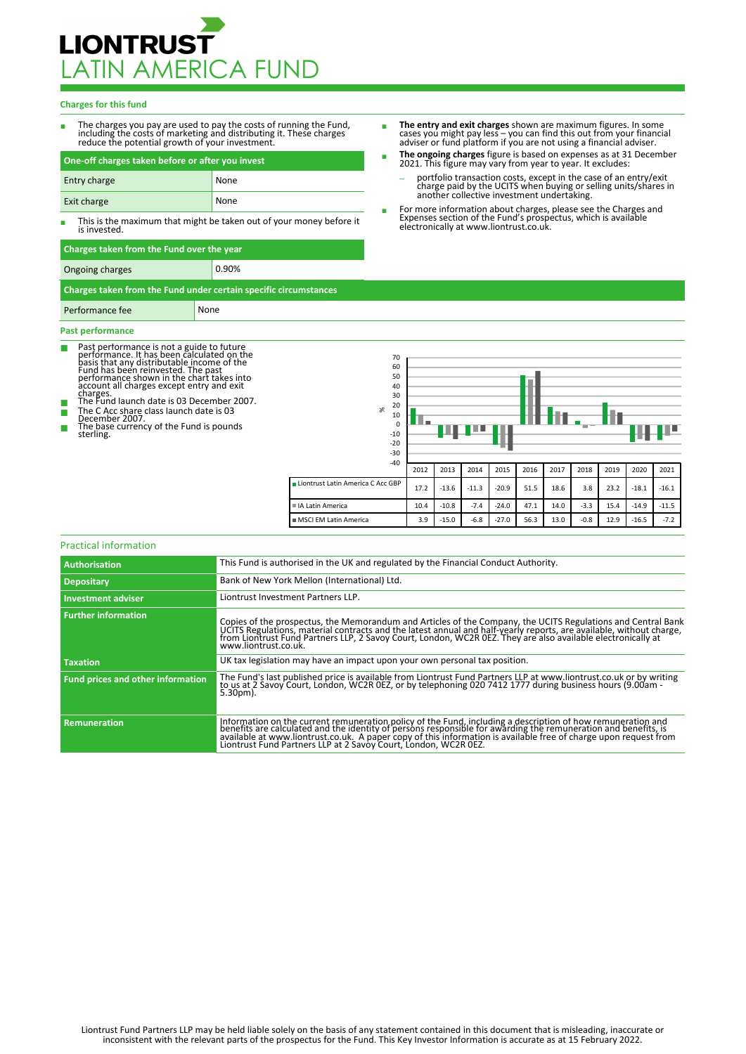# LIONTRUST
# LATIN AMERICA FUND

## Charges for this fund

- The charges you pay are used to pay the costs of running the Fund, including the costs of marketing and distributing it. These charges reduce the potential growth of your investment.

| One-off charges taken before or after you invest | |
|---|---|
| Entry charge | None |
| Exit charge | None |

- This is the maximum that might be taken out of your money before it is invested.

| Charges taken from the Fund over the year | |
|---|---|
| Ongoing charges | 0.90% |

| Charges taken from the Fund under certain specific circumstances | |
|---|---|
| Performance fee | None |

- **The entry and exit charges** shown are maximum figures. In some cases you might pay less – you can find this out from your financial adviser or fund platform if you are not using a financial adviser.
- **The ongoing charges** figure is based on expenses as at 31 December 2021. This figure may vary from year to year. It excludes:
  - portfolio transaction costs, except in the case of an entry/exit charge paid by the UCITS when buying or selling units/shares in another collective investment undertaking.
- For more information about charges, please see the Charges and Expenses section of the Fund's prospectus, which is available electronically at www.liontrust.co.uk.

## Past performance

- Past performance is not a guide to future performance. It has been calculated on the basis that any distributable income of the Fund has been reinvested. The past performance shown in the chart takes into account all charges except entry and exit charges.
- The Fund launch date is 03 December 2007.
- The C Acc share class launch date is 03 December 2007.
- The base currency of the Fund is pounds sterling.

%

70
60
50
40
30
20
10
0
-10
-20
-30
-40

| | 2012 | 2013 | 2014 | 2015 | 2016 | 2017 | 2018 | 2019 | 2020 | 2021 |
|---|---|---|---|---|---|---|---|---|---|---|
| Liontrust Latin America C Acc GBP | 17.2 | -13.6 | -11.3 | -20.9 | 51.5 | 18.6 | 3.8 | 23.2 | -18.1 | -16.1 |
| IA Latin America | 10.4 | -10.8 | -7.4 | -24.0 | 47.1 | 14.0 | -3.3 | 15.4 | -14.9 | -11.5 |
| MSCI EM Latin America | 3.9 | -15.0 | -6.8 | -27.0 | 56.3 | 13.0 | -0.8 | 12.9 | -16.5 | -7.2 |

## Practical information

| | |
|---|---|
| **Authorisation** | This Fund is authorised in the UK and regulated by the Financial Conduct Authority. |
| **Depositary** | Bank of New York Mellon (International) Ltd. |
| **Investment adviser** | Liontrust Investment Partners LLP. |
| **Further information** | Copies of the prospectus, the Memorandum and Articles of the Company, the UCITS Regulations and Central Bank UCITS Regulations, material contracts and the latest annual and half-yearly reports, are available, without charge, from Liontrust Fund Partners LLP, 2 Savoy Court, London, WC2R 0EZ. They are also available electronically at www.liontrust.co.uk. |
| **Taxation** | UK tax legislation may have an impact upon your own personal tax position. |
| **Fund prices and other information** | The Fund's last published price is available from Liontrust Fund Partners LLP at www.liontrust.co.uk or by writing to us at 2 Savoy Court, London, WC2R 0EZ, or by telephoning 020 7412 1777 during business hours (9.00am - 5.30pm). |
| **Remuneration** | Information on the current remuneration policy of the Fund, including a description of how remuneration and benefits are calculated and the identity of persons responsible for awarding the remuneration and benefits, is available at www.liontrust.co.uk. A paper copy of this information is available free of charge upon request from Liontrust Fund Partners LLP at 2 Savoy Court, London, WC2R 0EZ. |

Liontrust Fund Partners LLP may be held liable solely on the basis of any statement contained in this document that is misleading, inaccurate or inconsistent with the relevant parts of the prospectus for the Fund. This Key Investor Information is accurate as at 15 February 2022.